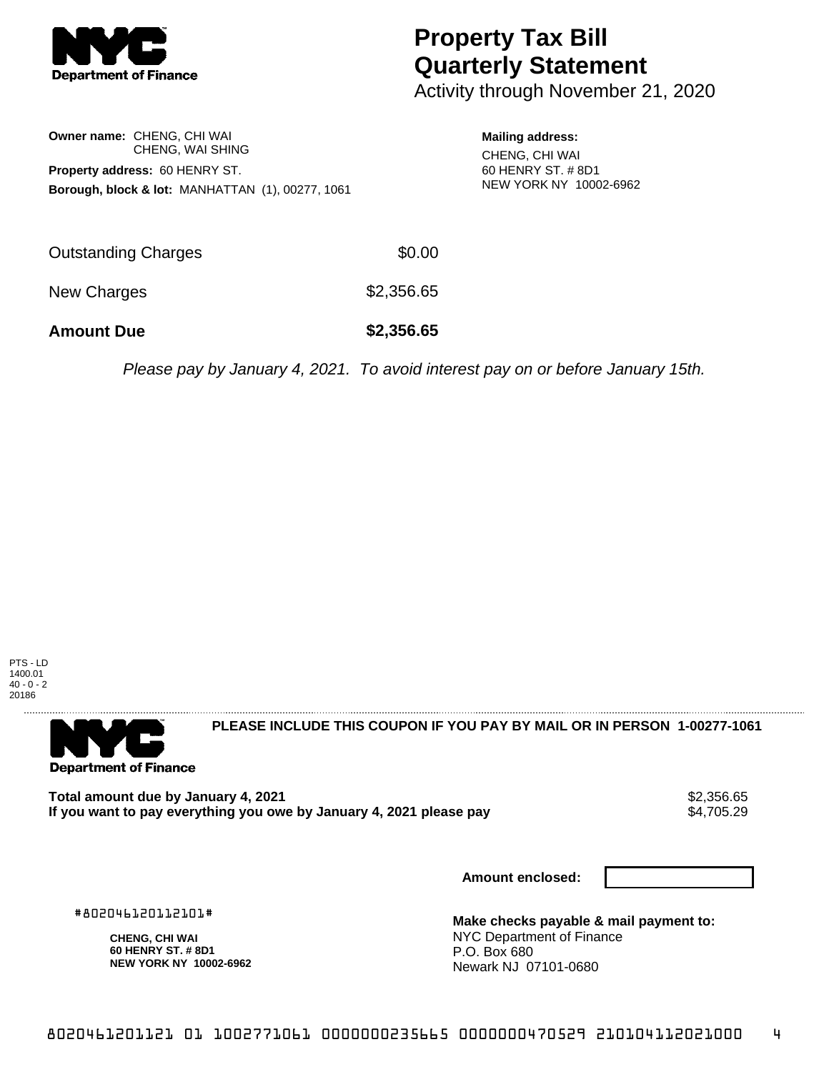**Department of Finance**

# Property Tax Bill Quarterly Statement

Activity through November 21, 2020

**Owner name:** CHENG, CHI WAI
CHENG, WAI SHING

**Property address:** 60 HENRY ST.

**Borough, block & lot:** MANHATTAN (1), 00277, 1061

**Mailing address:**
CHENG, CHI WAI
60 HENRY ST. # 8D1
NEW YORK NY 10002-6962

| | |
|---|---|
| Outstanding Charges | $0.00 |
| New Charges | $2,356.65 |
| **Amount Due** | **$2,356.65** |

*Please pay by January 4, 2021. To avoid interest pay on or before January 15th.*

PTS - LD
1400.01
40 - 0 - 2
20186

---

**Department of Finance**

**PLEASE INCLUDE THIS COUPON IF YOU PAY BY MAIL OR IN PERSON 1-00277-1061**

| | |
|---|---|
| **Total amount due by January 4, 2021** | $2,356.65 |
| **If you want to pay everything you owe by January 4, 2021 please pay** | $4,705.29 |

**Amount enclosed:**

#802046120112101#

**CHENG, CHI WAI**
**60 HENRY ST. # 8D1**
**NEW YORK NY 10002-6962**

**Make checks payable & mail payment to:**
NYC Department of Finance
P.O. Box 680
Newark NJ 07101-0680

8020461201121 01 1002771061 0000000235665 0000000470529 210104112021000 4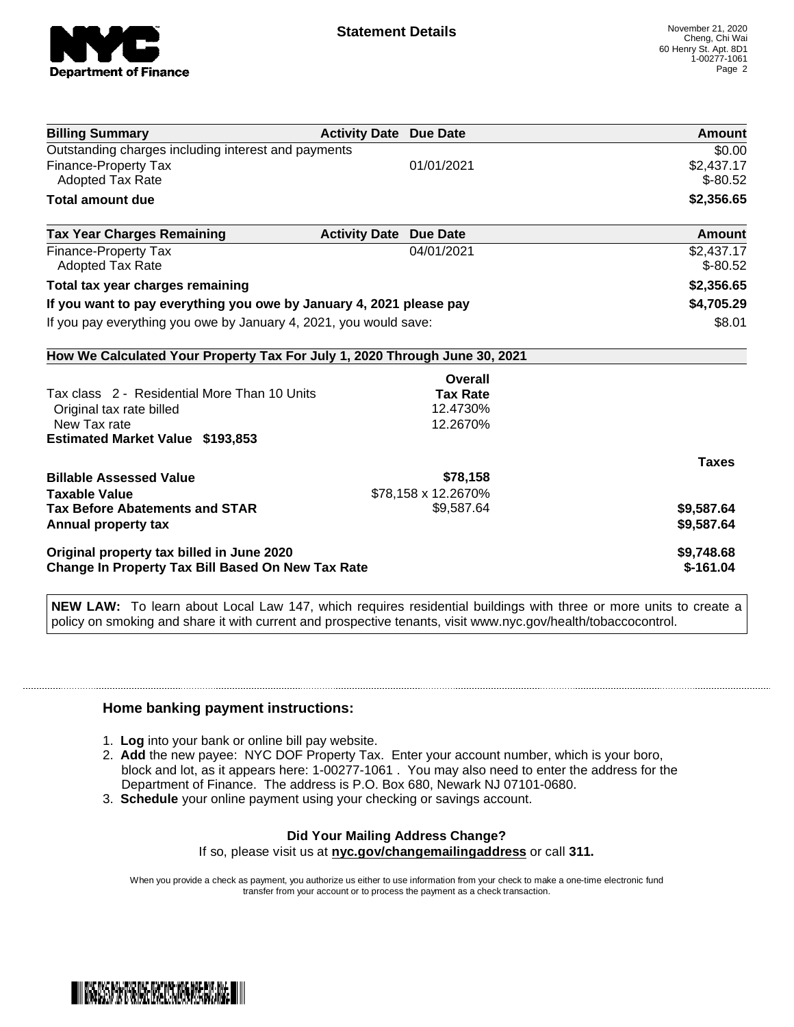## Statement Details

November 21, 2020
Cheng, Chi Wai
60 Henry St. Apt. 8D1
1-00277-1061

| Billing Summary | Activity Date | Due Date | Amount |
|---|---|---|---|
| Outstanding charges including interest and payments | | | $0.00 |
| Finance-Property Tax | | 01/01/2021 | $2,437.17 |
| Adopted Tax Rate | | | $-80.52 |
| **Total amount due** | | | **$2,356.65** |

| Tax Year Charges Remaining | Activity Date | Due Date | Amount |
|---|---|---|---|
| Finance-Property Tax | | 04/01/2021 | $2,437.17 |
| Adopted Tax Rate | | | $-80.52 |
| **Total tax year charges remaining** | | | **$2,356.65** |
| **If you want to pay everything you owe by January 4, 2021 please pay** | | | **$4,705.29** |
| If you pay everything you owe by January 4, 2021, you would save: | | | $8.01 |

**How We Calculated Your Property Tax For July 1, 2020 Through June 30, 2021**

| | Overall Tax Rate | Taxes |
|---|---|---|
| Tax class 2 - Residential More Than 10 Units | | |
| Original tax rate billed | 12.4730% | |
| New Tax rate | 12.2670% | |
| **Estimated Market Value $193,853** | | |
| **Billable Assessed Value** | **$78,158** | |
| **Taxable Value** | $78,158 x 12.2670% | |
| **Tax Before Abatements and STAR** | $9,587.64 | **$9,587.64** |
| **Annual property tax** | | **$9,587.64** |
| **Original property tax billed in June 2020** | | **$9,748.68** |
| **Change In Property Tax Bill Based On New Tax Rate** | | **$-161.04** |

**NEW LAW:** To learn about Local Law 147, which requires residential buildings with three or more units to create a policy on smoking and share it with current and prospective tenants, visit www.nyc.gov/health/tobaccocontrol.

### Home banking payment instructions:

1. **Log** into your bank or online bill pay website.
2. **Add** the new payee: NYC DOF Property Tax. Enter your account number, which is your boro, block and lot, as it appears here: 1-00277-1061 . You may also need to enter the address for the Department of Finance. The address is P.O. Box 680, Newark NJ 07101-0680.
3. **Schedule** your online payment using your checking or savings account.

**Did Your Mailing Address Change?**

If so, please visit us at **nyc.gov/changemailingaddress** or call **311.**

When you provide a check as payment, you authorize us either to use information from your check to make a one-time electronic fund transfer from your account or to process the payment as a check transaction.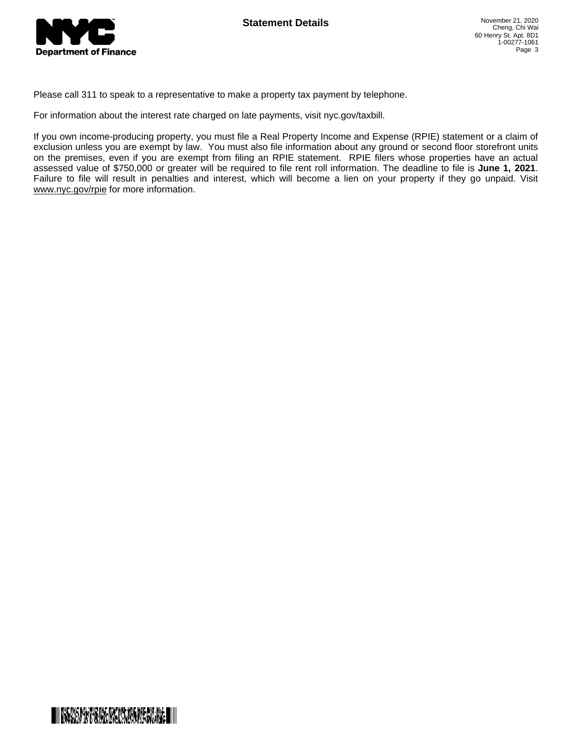Please call 311 to speak to a representative to make a property tax payment by telephone.

For information about the interest rate charged on late payments, visit nyc.gov/taxbill.

If you own income-producing property, you must file a Real Property Income and Expense (RPIE) statement or a claim of exclusion unless you are exempt by law. You must also file information about any ground or second floor storefront units on the premises, even if you are exempt from filing an RPIE statement. RPIE filers whose properties have an actual assessed value of $750,000 or greater will be required to file rent roll information. The deadline to file is **June 1, 2021**. Failure to file will result in penalties and interest, which will become a lien on your property if they go unpaid. Visit www.nyc.gov/rpie for more information.